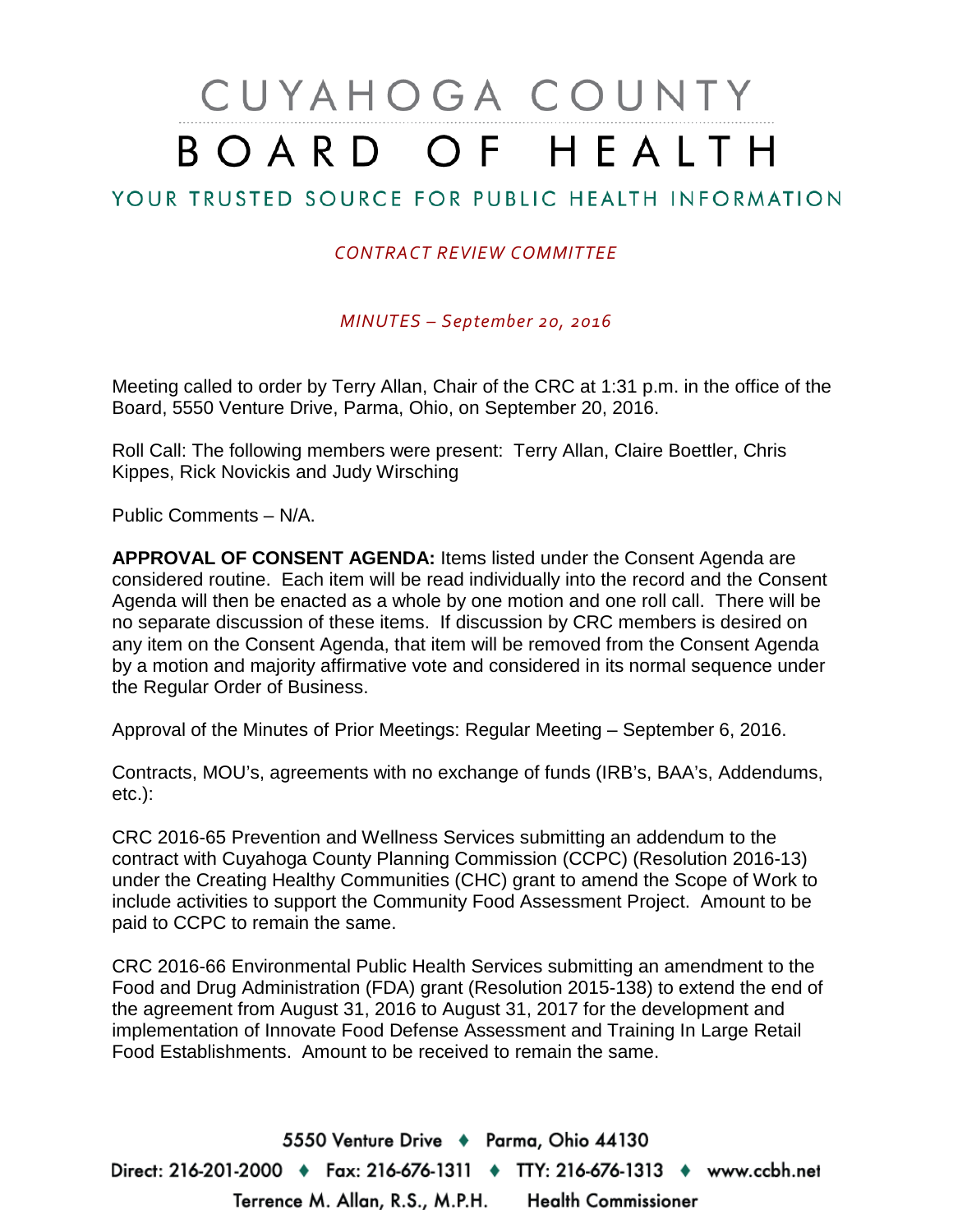# CUYAHOGA COUNTY BOARD OF HEALTH

## YOUR TRUSTED SOURCE FOR PUBLIC HEALTH INFORMATION

*CONTRACT REVIEW COMMITTEE*

*MINUTES – September 20, 2016*

Meeting called to order by Terry Allan, Chair of the CRC at 1:31 p.m. in the office of the Board, 5550 Venture Drive, Parma, Ohio, on September 20, 2016.

Roll Call: The following members were present: Terry Allan, Claire Boettler, Chris Kippes, Rick Novickis and Judy Wirsching

Public Comments – N/A.

**APPROVAL OF CONSENT AGENDA:** Items listed under the Consent Agenda are considered routine. Each item will be read individually into the record and the Consent Agenda will then be enacted as a whole by one motion and one roll call. There will be no separate discussion of these items. If discussion by CRC members is desired on any item on the Consent Agenda, that item will be removed from the Consent Agenda by a motion and majority affirmative vote and considered in its normal sequence under the Regular Order of Business.

Approval of the Minutes of Prior Meetings: Regular Meeting – September 6, 2016.

Contracts, MOU's, agreements with no exchange of funds (IRB's, BAA's, Addendums, etc.):

CRC 2016-65 Prevention and Wellness Services submitting an addendum to the contract with Cuyahoga County Planning Commission (CCPC) (Resolution 2016-13) under the Creating Healthy Communities (CHC) grant to amend the Scope of Work to include activities to support the Community Food Assessment Project. Amount to be paid to CCPC to remain the same.

CRC 2016-66 Environmental Public Health Services submitting an amendment to the Food and Drug Administration (FDA) grant (Resolution 2015-138) to extend the end of the agreement from August 31, 2016 to August 31, 2017 for the development and implementation of Innovate Food Defense Assessment and Training In Large Retail Food Establishments. Amount to be received to remain the same.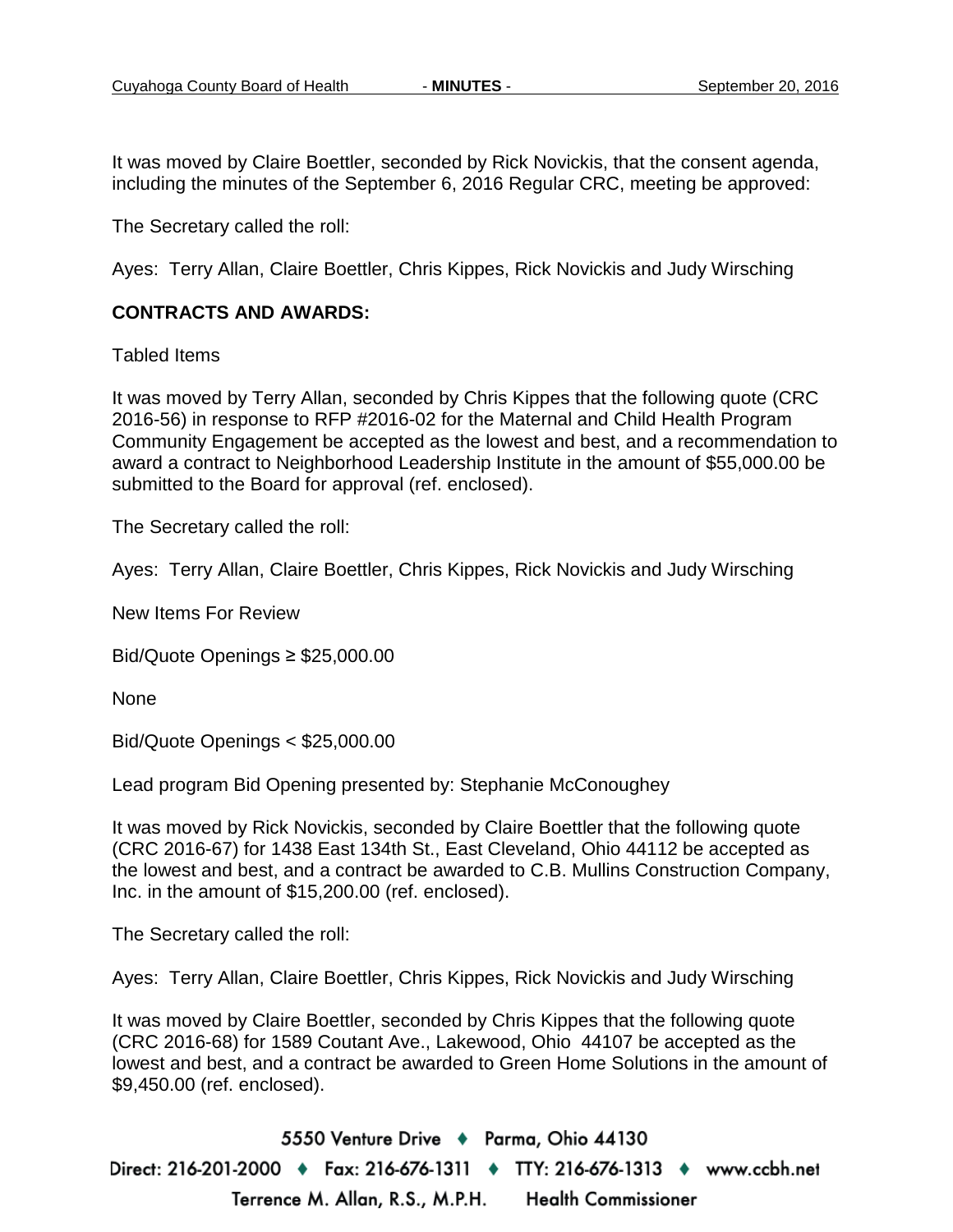It was moved by Claire Boettler, seconded by Rick Novickis, that the consent agenda, including the minutes of the September 6, 2016 Regular CRC, meeting be approved:

The Secretary called the roll:

Ayes: Terry Allan, Claire Boettler, Chris Kippes, Rick Novickis and Judy Wirsching

**CONTRACTS AND AWARDS:**

Tabled Items

It was moved by Terry Allan, seconded by Chris Kippes that the following quote (CRC 2016-56) in response to RFP #2016-02 for the Maternal and Child Health Program Community Engagement be accepted as the lowest and best, and a recommendation to award a contract to Neighborhood Leadership Institute in the amount of $55,000.00 be submitted to the Board for approval (ref. enclosed).

The Secretary called the roll:

Ayes: Terry Allan, Claire Boettler, Chris Kippes, Rick Novickis and Judy Wirsching

New Items For Review

Bid/Quote Openings ≥ $25,000.00

None

Bid/Quote Openings < $25,000.00

Lead program Bid Opening presented by: Stephanie McConoughey

It was moved by Rick Novickis, seconded by Claire Boettler that the following quote (CRC 2016-67) for 1438 East 134th St., East Cleveland, Ohio 44112 be accepted as the lowest and best, and a contract be awarded to C.B. Mullins Construction Company, Inc. in the amount of $15,200.00 (ref. enclosed).

The Secretary called the roll:

Ayes: Terry Allan, Claire Boettler, Chris Kippes, Rick Novickis and Judy Wirsching

It was moved by Claire Boettler, seconded by Chris Kippes that the following quote (CRC 2016-68) for 1589 Coutant Ave., Lakewood, Ohio 44107 be accepted as the lowest and best, and a contract be awarded to Green Home Solutions in the amount of $9,450.00 (ref. enclosed).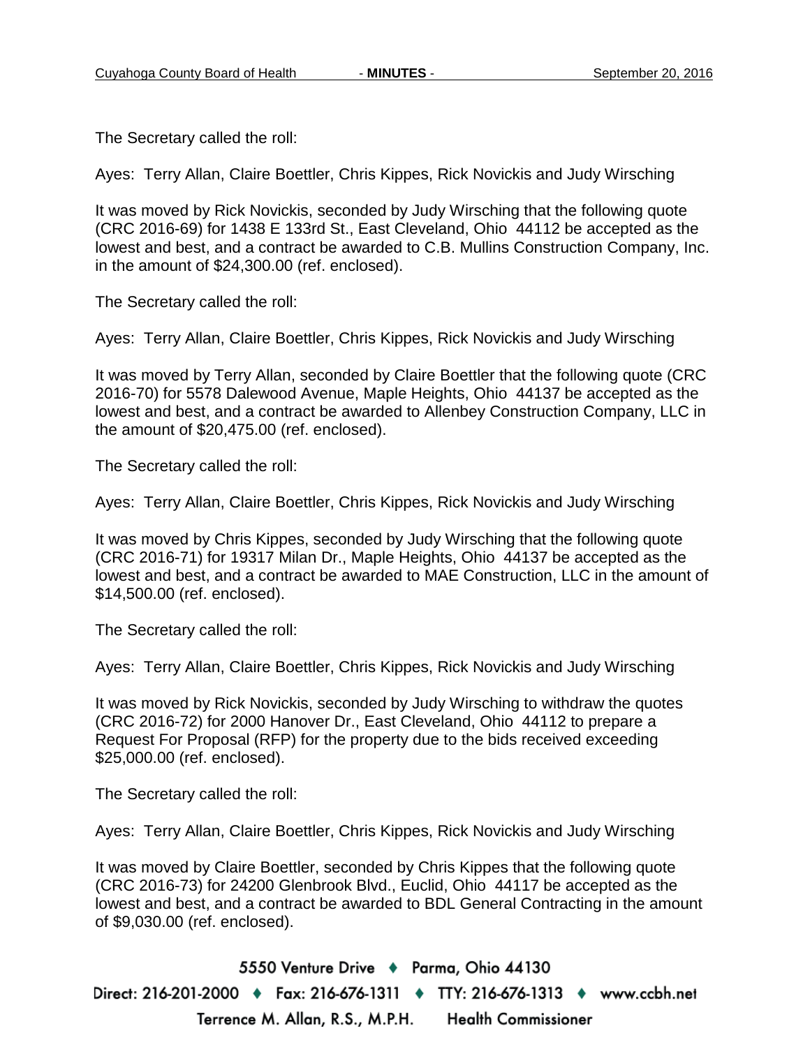The Secretary called the roll:

Ayes: Terry Allan, Claire Boettler, Chris Kippes, Rick Novickis and Judy Wirsching

It was moved by Rick Novickis, seconded by Judy Wirsching that the following quote (CRC 2016-69) for 1438 E 133rd St., East Cleveland, Ohio 44112 be accepted as the lowest and best, and a contract be awarded to C.B. Mullins Construction Company, Inc. in the amount of $24,300.00 (ref. enclosed).

The Secretary called the roll:

Ayes: Terry Allan, Claire Boettler, Chris Kippes, Rick Novickis and Judy Wirsching

It was moved by Terry Allan, seconded by Claire Boettler that the following quote (CRC 2016-70) for 5578 Dalewood Avenue, Maple Heights, Ohio 44137 be accepted as the lowest and best, and a contract be awarded to Allenbey Construction Company, LLC in the amount of $20,475.00 (ref. enclosed).

The Secretary called the roll:

Ayes: Terry Allan, Claire Boettler, Chris Kippes, Rick Novickis and Judy Wirsching

It was moved by Chris Kippes, seconded by Judy Wirsching that the following quote (CRC 2016-71) for 19317 Milan Dr., Maple Heights, Ohio 44137 be accepted as the lowest and best, and a contract be awarded to MAE Construction, LLC in the amount of $14,500.00 (ref. enclosed).

The Secretary called the roll:

Ayes: Terry Allan, Claire Boettler, Chris Kippes, Rick Novickis and Judy Wirsching

It was moved by Rick Novickis, seconded by Judy Wirsching to withdraw the quotes (CRC 2016-72) for 2000 Hanover Dr., East Cleveland, Ohio 44112 to prepare a Request For Proposal (RFP) for the property due to the bids received exceeding $25,000.00 (ref. enclosed).

The Secretary called the roll:

Ayes: Terry Allan, Claire Boettler, Chris Kippes, Rick Novickis and Judy Wirsching

It was moved by Claire Boettler, seconded by Chris Kippes that the following quote (CRC 2016-73) for 24200 Glenbrook Blvd., Euclid, Ohio 44117 be accepted as the lowest and best, and a contract be awarded to BDL General Contracting in the amount of $9,030.00 (ref. enclosed).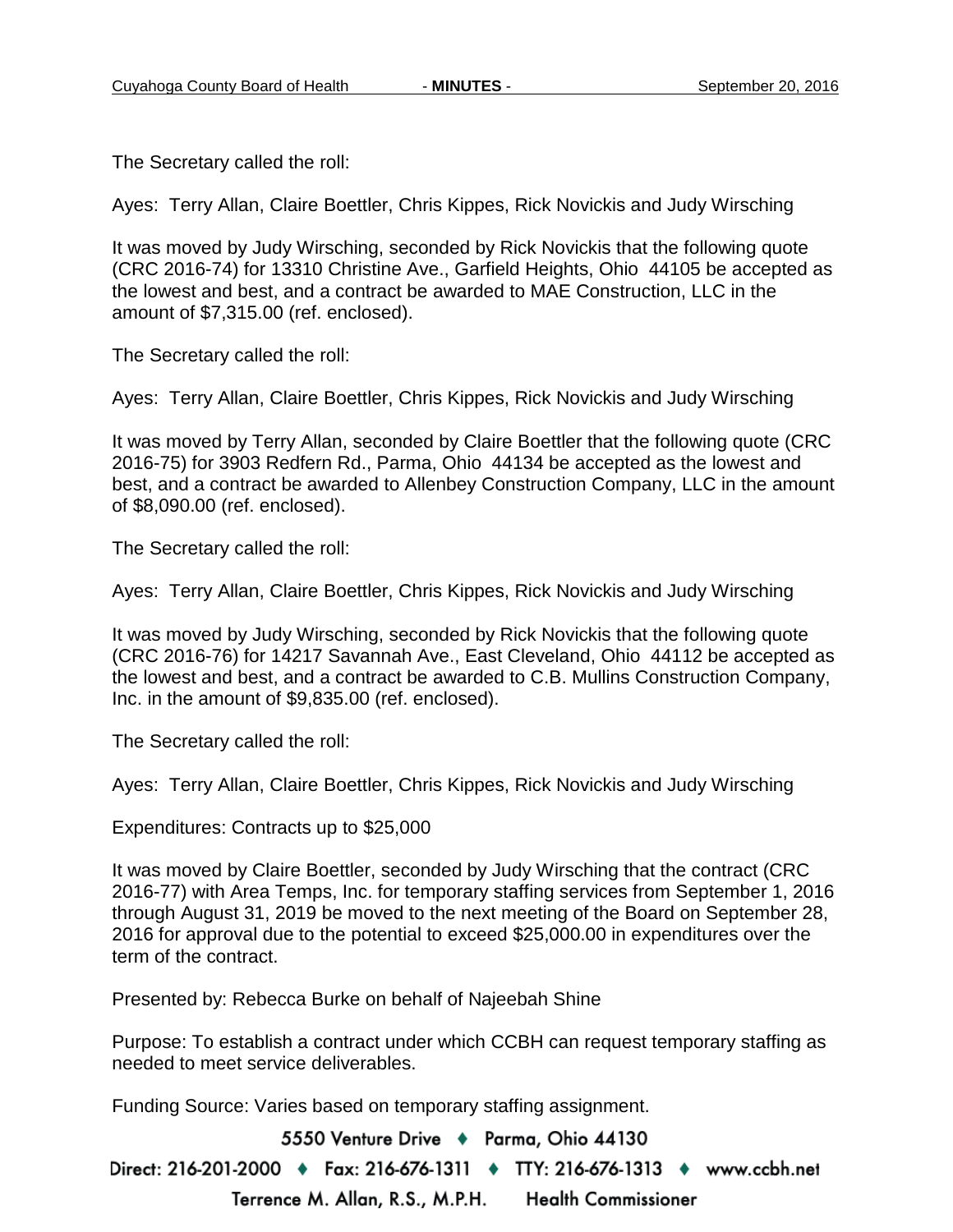The Secretary called the roll:

Ayes: Terry Allan, Claire Boettler, Chris Kippes, Rick Novickis and Judy Wirsching

It was moved by Judy Wirsching, seconded by Rick Novickis that the following quote (CRC 2016-74) for 13310 Christine Ave., Garfield Heights, Ohio 44105 be accepted as the lowest and best, and a contract be awarded to MAE Construction, LLC in the amount of $7,315.00 (ref. enclosed).

The Secretary called the roll:

Ayes: Terry Allan, Claire Boettler, Chris Kippes, Rick Novickis and Judy Wirsching

It was moved by Terry Allan, seconded by Claire Boettler that the following quote (CRC 2016-75) for 3903 Redfern Rd., Parma, Ohio 44134 be accepted as the lowest and best, and a contract be awarded to Allenbey Construction Company, LLC in the amount of $8,090.00 (ref. enclosed).

The Secretary called the roll:

Ayes: Terry Allan, Claire Boettler, Chris Kippes, Rick Novickis and Judy Wirsching

It was moved by Judy Wirsching, seconded by Rick Novickis that the following quote (CRC 2016-76) for 14217 Savannah Ave., East Cleveland, Ohio 44112 be accepted as the lowest and best, and a contract be awarded to C.B. Mullins Construction Company, Inc. in the amount of $9,835.00 (ref. enclosed).

The Secretary called the roll:

Ayes: Terry Allan, Claire Boettler, Chris Kippes, Rick Novickis and Judy Wirsching

Expenditures: Contracts up to $25,000

It was moved by Claire Boettler, seconded by Judy Wirsching that the contract (CRC 2016-77) with Area Temps, Inc. for temporary staffing services from September 1, 2016 through August 31, 2019 be moved to the next meeting of the Board on September 28, 2016 for approval due to the potential to exceed $25,000.00 in expenditures over the term of the contract.

Presented by: Rebecca Burke on behalf of Najeebah Shine

Purpose: To establish a contract under which CCBH can request temporary staffing as needed to meet service deliverables.

Funding Source: Varies based on temporary staffing assignment.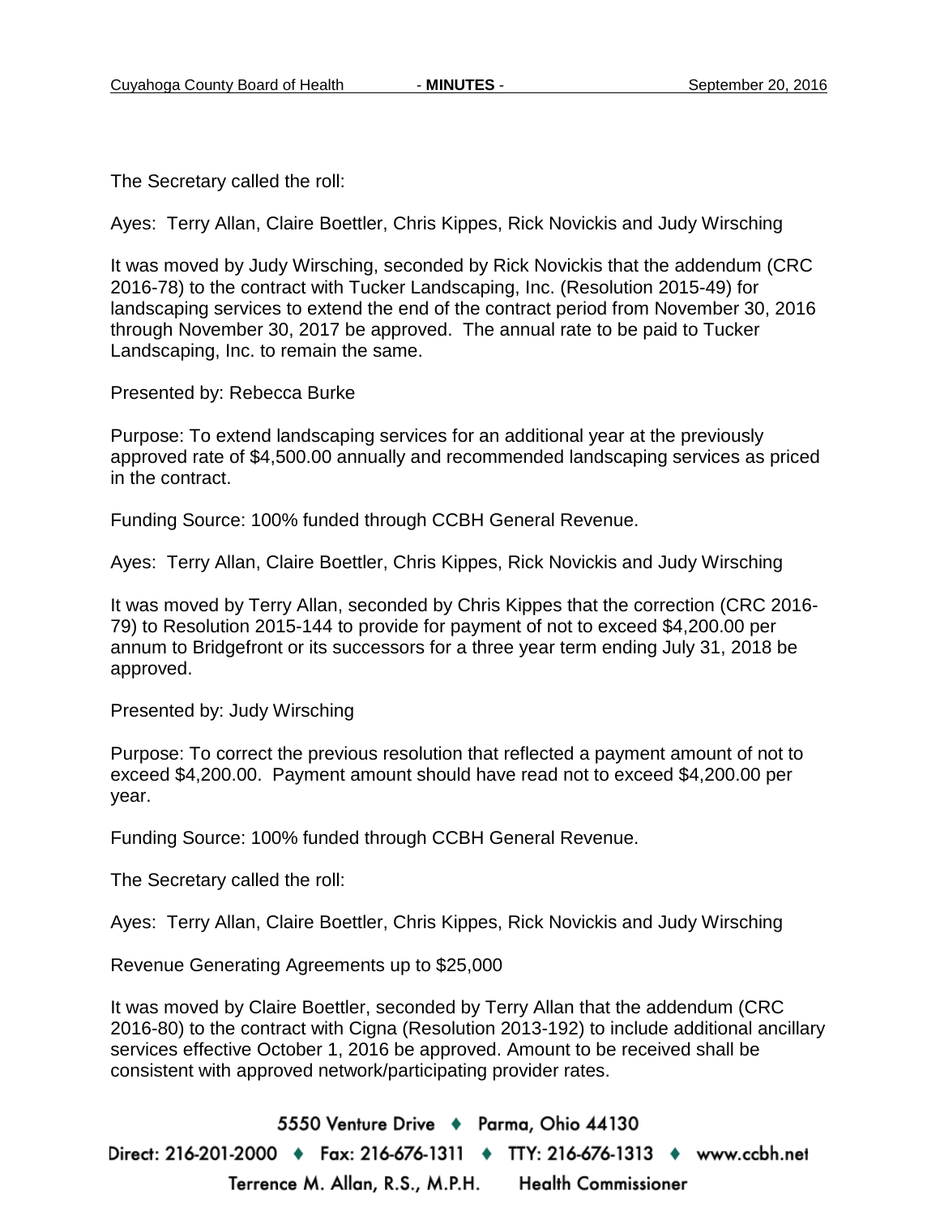The Secretary called the roll:

Ayes: Terry Allan, Claire Boettler, Chris Kippes, Rick Novickis and Judy Wirsching

It was moved by Judy Wirsching, seconded by Rick Novickis that the addendum (CRC 2016-78) to the contract with Tucker Landscaping, Inc. (Resolution 2015-49) for landscaping services to extend the end of the contract period from November 30, 2016 through November 30, 2017 be approved. The annual rate to be paid to Tucker Landscaping, Inc. to remain the same.

Presented by: Rebecca Burke

Purpose: To extend landscaping services for an additional year at the previously approved rate of $4,500.00 annually and recommended landscaping services as priced in the contract.

Funding Source: 100% funded through CCBH General Revenue.

Ayes: Terry Allan, Claire Boettler, Chris Kippes, Rick Novickis and Judy Wirsching

It was moved by Terry Allan, seconded by Chris Kippes that the correction (CRC 2016-79) to Resolution 2015-144 to provide for payment of not to exceed $4,200.00 per annum to Bridgefront or its successors for a three year term ending July 31, 2018 be approved.

Presented by: Judy Wirsching

Purpose: To correct the previous resolution that reflected a payment amount of not to exceed $4,200.00. Payment amount should have read not to exceed $4,200.00 per year.

Funding Source: 100% funded through CCBH General Revenue.

The Secretary called the roll:

Ayes: Terry Allan, Claire Boettler, Chris Kippes, Rick Novickis and Judy Wirsching

Revenue Generating Agreements up to $25,000

It was moved by Claire Boettler, seconded by Terry Allan that the addendum (CRC 2016-80) to the contract with Cigna (Resolution 2013-192) to include additional ancillary services effective October 1, 2016 be approved. Amount to be received shall be consistent with approved network/participating provider rates.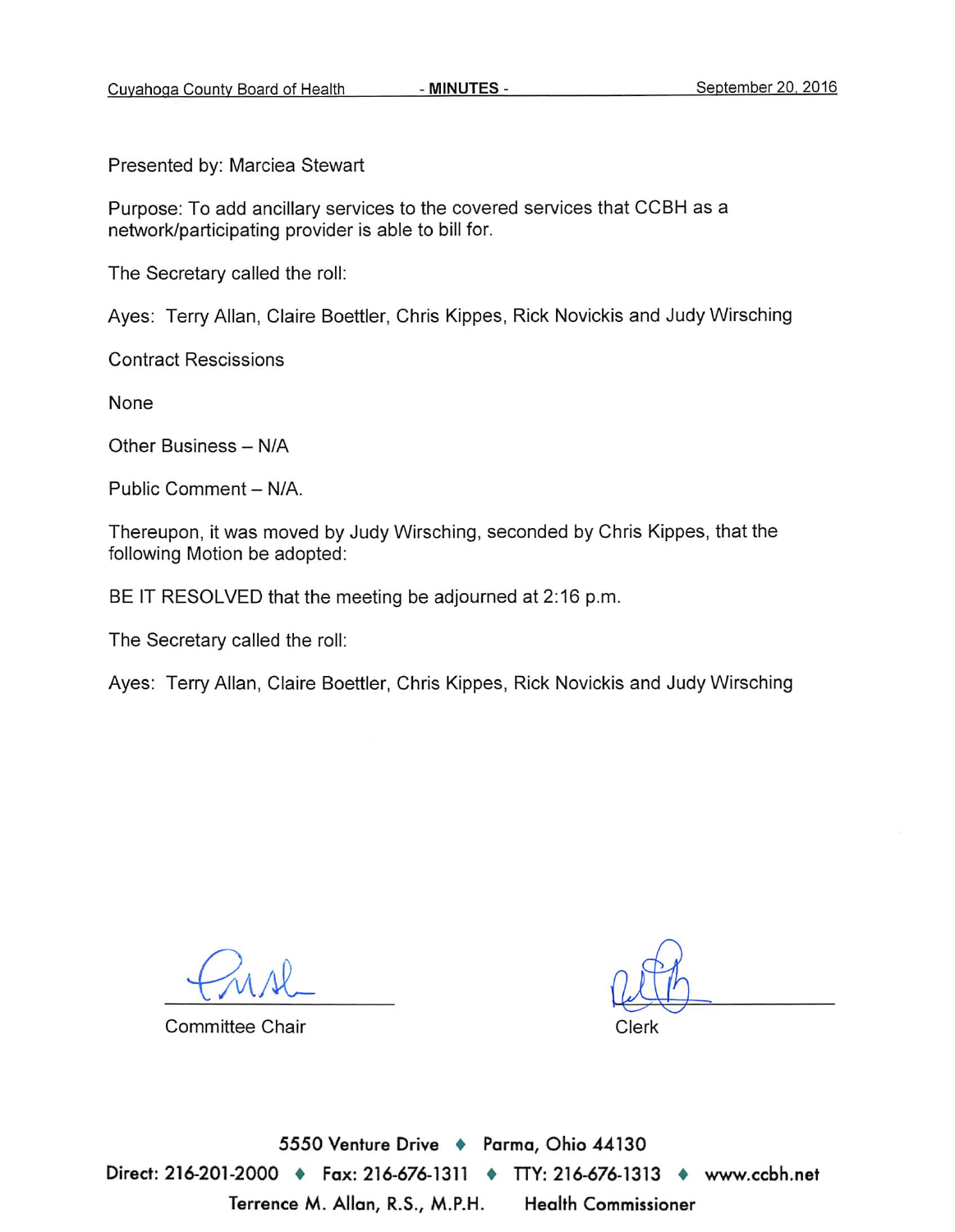Presented by: Marciea Stewart

Purpose: To add ancillary services to the covered services that CCBH as a network/participating provider is able to bill for.

The Secretary called the roll:

Ayes: Terry Allan, Claire Boettler, Chris Kippes, Rick Novickis and Judy Wirsching

Contract Rescissions

None

Other Business – N/A

Public Comment – N/A.

Thereupon, it was moved by Judy Wirsching, seconded by Chris Kippes, that the following Motion be adopted:

BE IT RESOLVED that the meeting be adjourned at 2:16 p.m.

The Secretary called the roll:

Ayes: Terry Allan, Claire Boettler, Chris Kippes, Rick Novickis and Judy Wirsching

Committee Chair

Clerk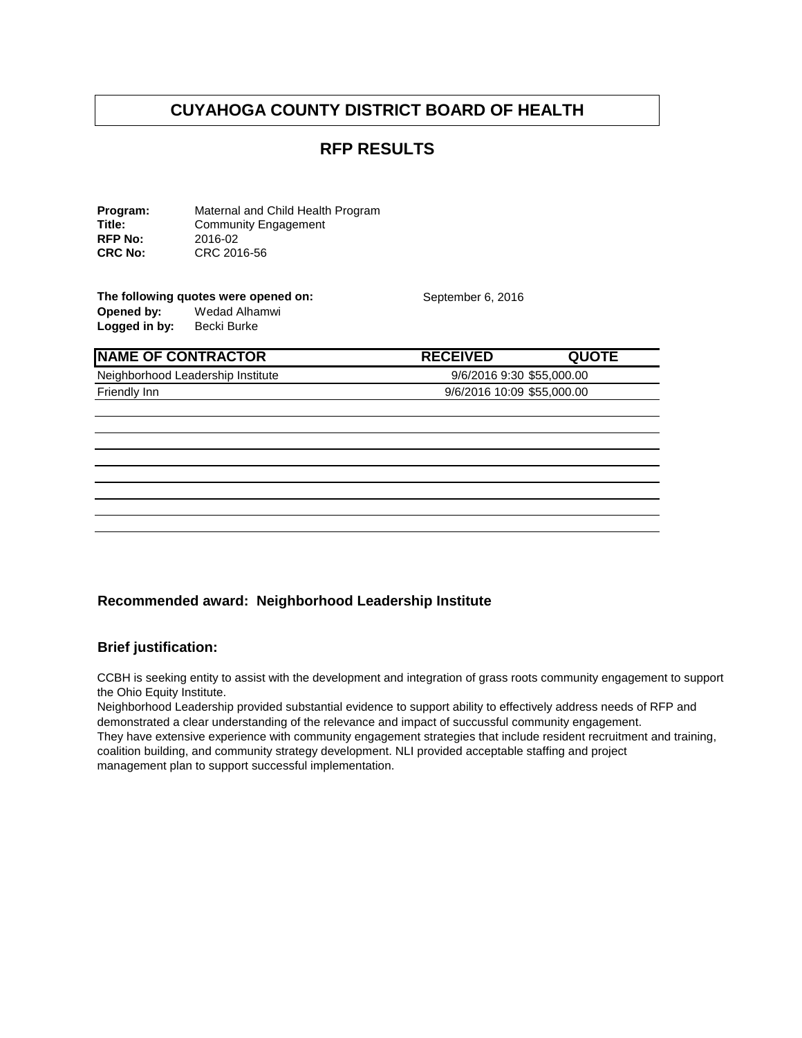# CUYAHOGA COUNTY DISTRICT BOARD OF HEALTH

## RFP RESULTS

**Program:** Maternal and Child Health Program
**Title:** Community Engagement
**RFP No:** 2016-02
**CRC No:** CRC 2016-56

**The following quotes were opened on:** September 6, 2016
**Opened by:** Wedad Alhamwi
**Logged in by:** Becki Burke

| NAME OF CONTRACTOR | RECEIVED | QUOTE |
| --- | --- | --- |
| Neighborhood Leadership Institute | 9/6/2016 9:30 | $55,000.00 |
| Friendly Inn | 9/6/2016 10:09 | $55,000.00 |

### Recommended award: Neighborhood Leadership Institute

### Brief justification:

CCBH is seeking entity to assist with the development and integration of grass roots community engagement to support the Ohio Equity Institute.
Neighborhood Leadership provided substantial evidence to support ability to effectively address needs of RFP and demonstrated a clear understanding of the relevance and impact of succussful community engagement.
They have extensive experience with community engagement strategies that include resident recruitment and training, coalition building, and community strategy development. NLI provided acceptable staffing and project management plan to support successful implementation.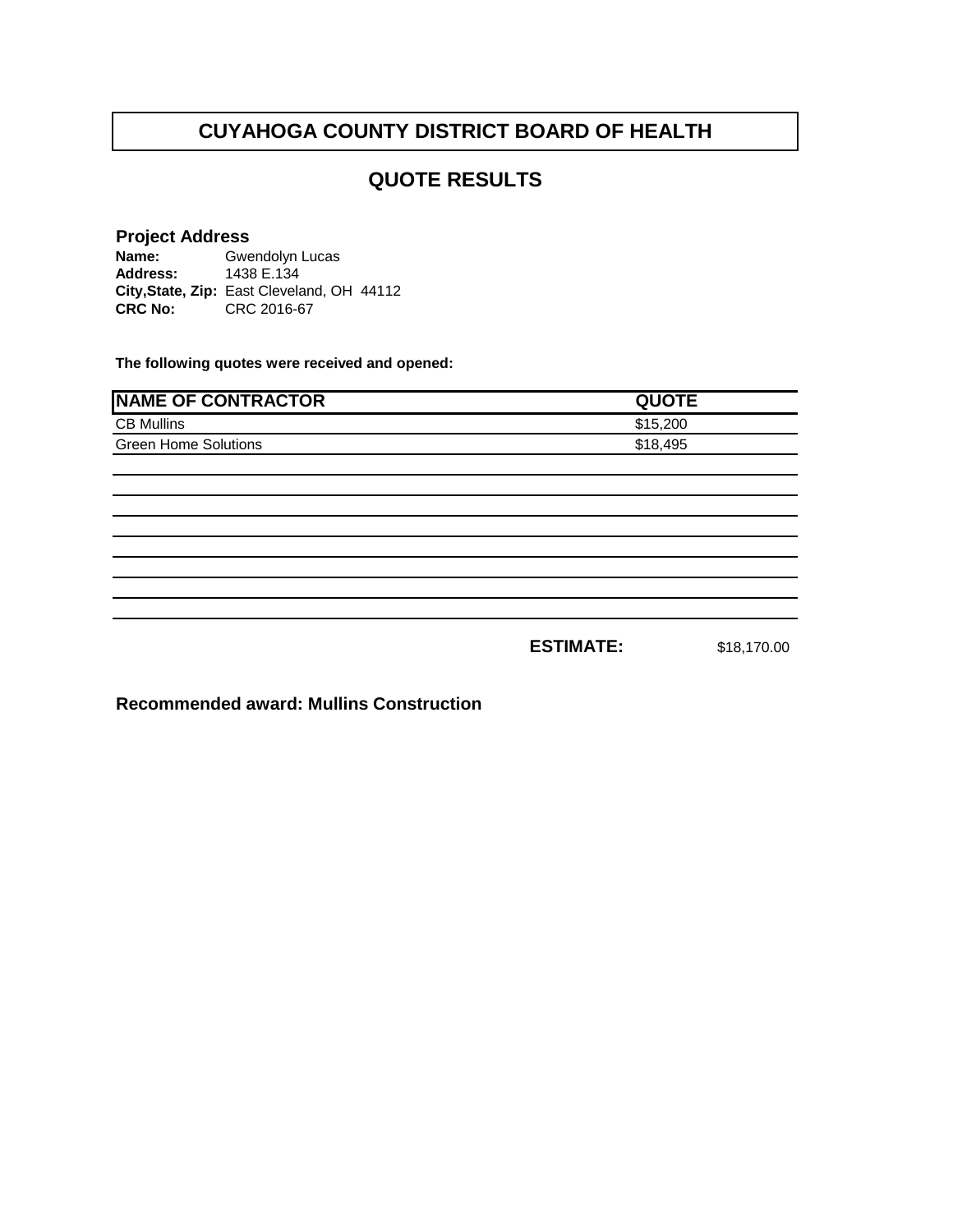# CUYAHOGA COUNTY DISTRICT BOARD OF HEALTH

## QUOTE RESULTS

**Project Address**

**Name:** Gwendolyn Lucas
**Address:** 1438 E.134
**City,State, Zip:** East Cleveland, OH 44112
**CRC No:** CRC 2016-67

**The following quotes were received and opened:**

| NAME OF CONTRACTOR | QUOTE |
|---|---|
| CB Mullins | $15,200 |
| Green Home Solutions | $18,495 |

**ESTIMATE:** $18,170.00

**Recommended award: Mullins Construction**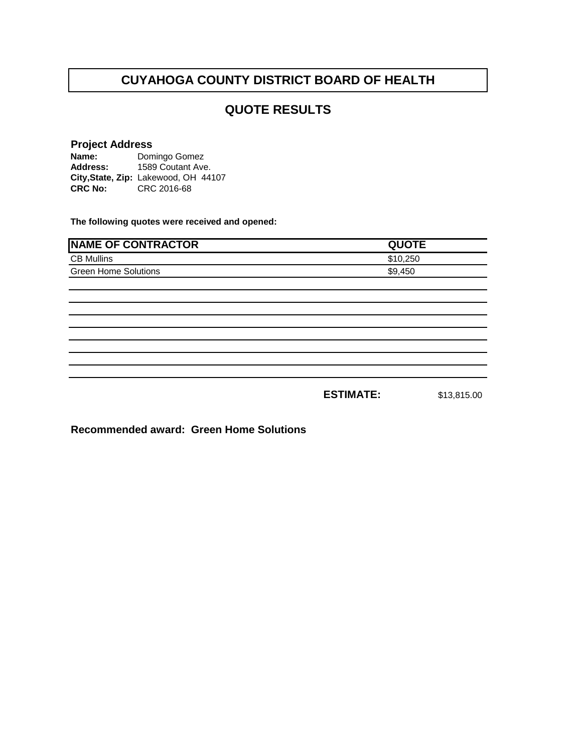# CUYAHOGA COUNTY DISTRICT BOARD OF HEALTH

## QUOTE RESULTS

**Project Address**

**Name:** Domingo Gomez
**Address:** 1589 Coutant Ave.
**City,State, Zip:** Lakewood, OH 44107
**CRC No:** CRC 2016-68

**The following quotes were received and opened:**

| NAME OF CONTRACTOR | QUOTE |
| --- | --- |
| CB Mullins | $10,250 |
| Green Home Solutions | $9,450 |

**ESTIMATE:** $13,815.00

**Recommended award: Green Home Solutions**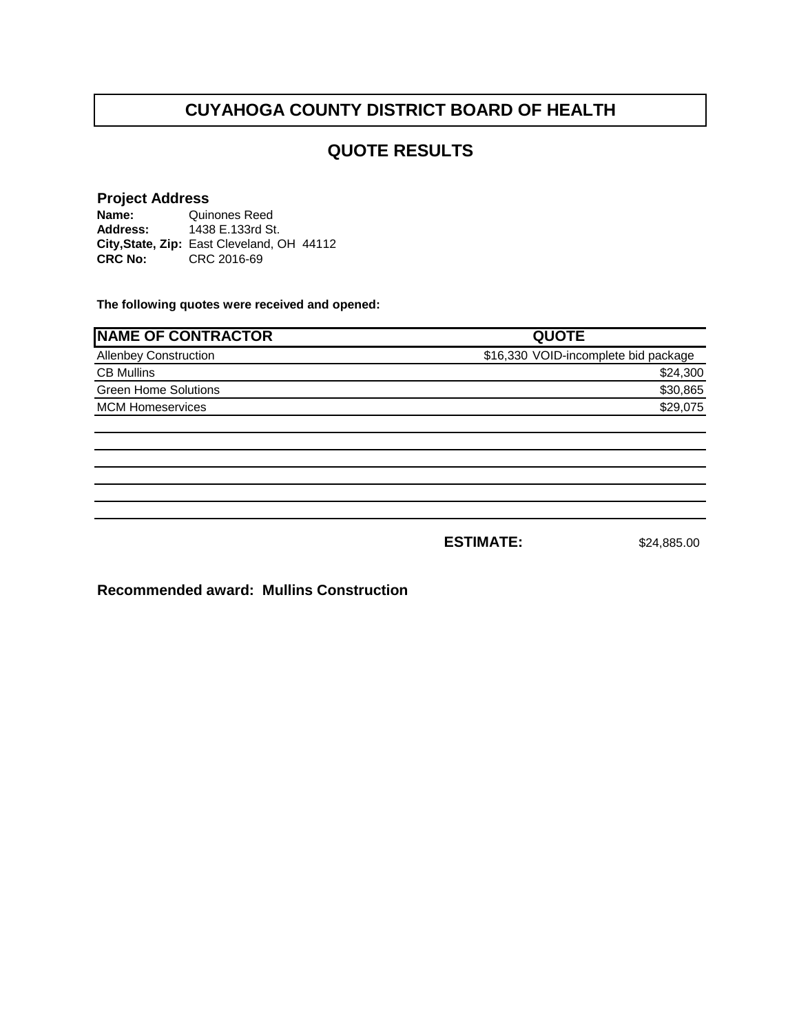# CUYAHOGA COUNTY DISTRICT BOARD OF HEALTH

## QUOTE RESULTS

**Project Address**

**Name:** Quinones Reed
**Address:** 1438 E.133rd St.
**City,State, Zip:** East Cleveland, OH 44112
**CRC No:** CRC 2016-69

**The following quotes were received and opened:**

| NAME OF CONTRACTOR | QUOTE |
|---|---|
| Allenbey Construction | $16,330 VOID-incomplete bid package |
| CB Mullins | $24,300 |
| Green Home Solutions | $30,865 |
| MCM Homeservices | $29,075 |

**ESTIMATE:** $24,885.00

**Recommended award: Mullins Construction**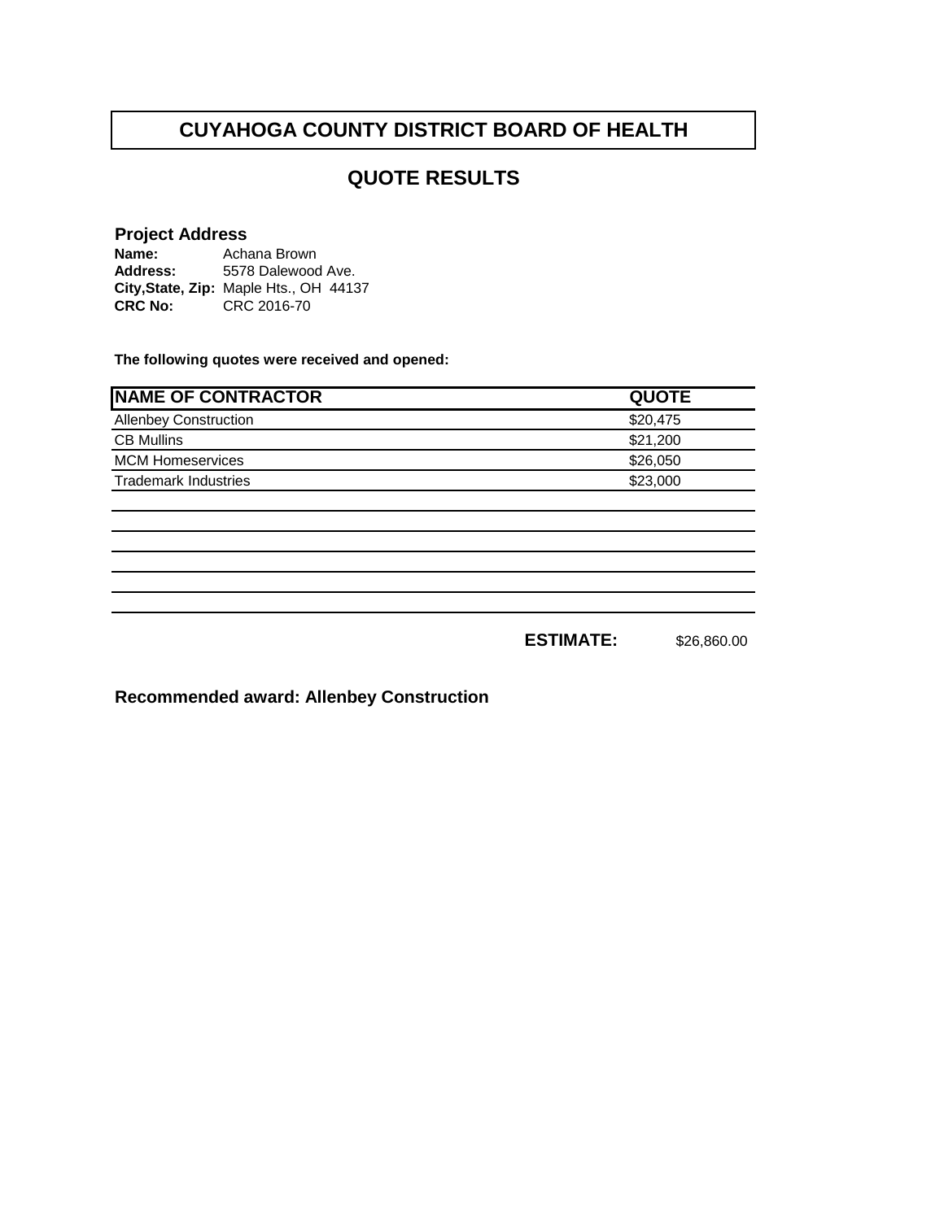# CUYAHOGA COUNTY DISTRICT BOARD OF HEALTH

## QUOTE RESULTS

### Project Address

**Name:** Achana Brown
**Address:** 5578 Dalewood Ave.
**City,State, Zip:** Maple Hts., OH 44137
**CRC No:** CRC 2016-70

**The following quotes were received and opened:**

| NAME OF CONTRACTOR | QUOTE |
|---|---|
| Allenbey Construction | $20,475 |
| CB Mullins | $21,200 |
| MCM Homeservices | $26,050 |
| Trademark Industries | $23,000 |

**ESTIMATE:** $26,860.00

**Recommended award: Allenbey Construction**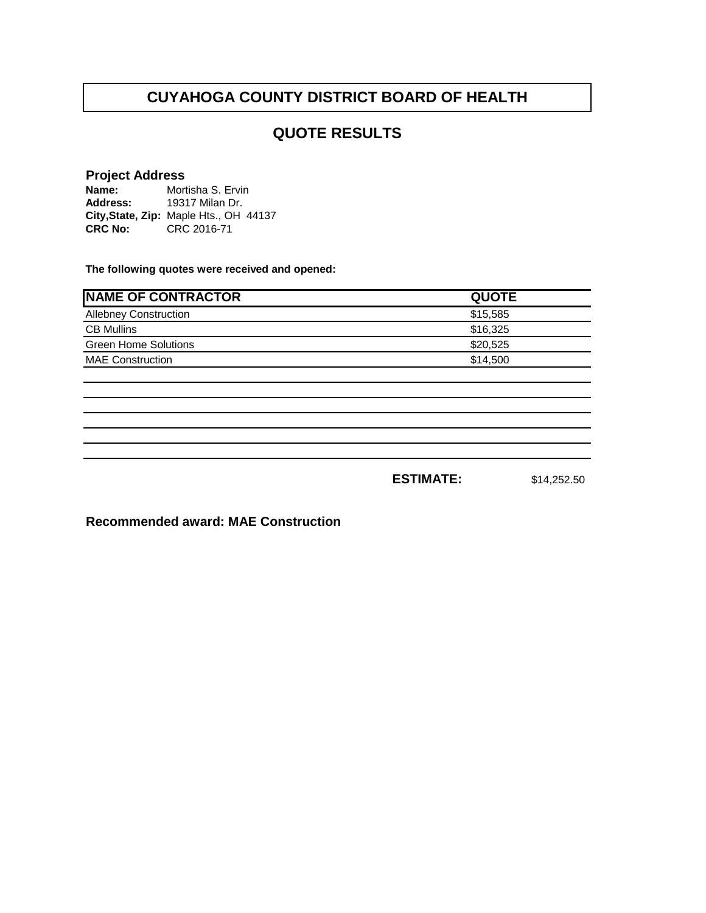# CUYAHOGA COUNTY DISTRICT BOARD OF HEALTH

## QUOTE RESULTS

### Project Address

**Name:** Mortisha S. Ervin
**Address:** 19317 Milan Dr.
**City,State, Zip:** Maple Hts., OH 44137
**CRC No:** CRC 2016-71

**The following quotes were received and opened:**

| NAME OF CONTRACTOR | QUOTE |
|---|---|
| Allebney Construction | $15,585 |
| CB Mullins | $16,325 |
| Green Home Solutions | $20,525 |
| MAE Construction | $14,500 |

**ESTIMATE:** $14,252.50

**Recommended award: MAE Construction**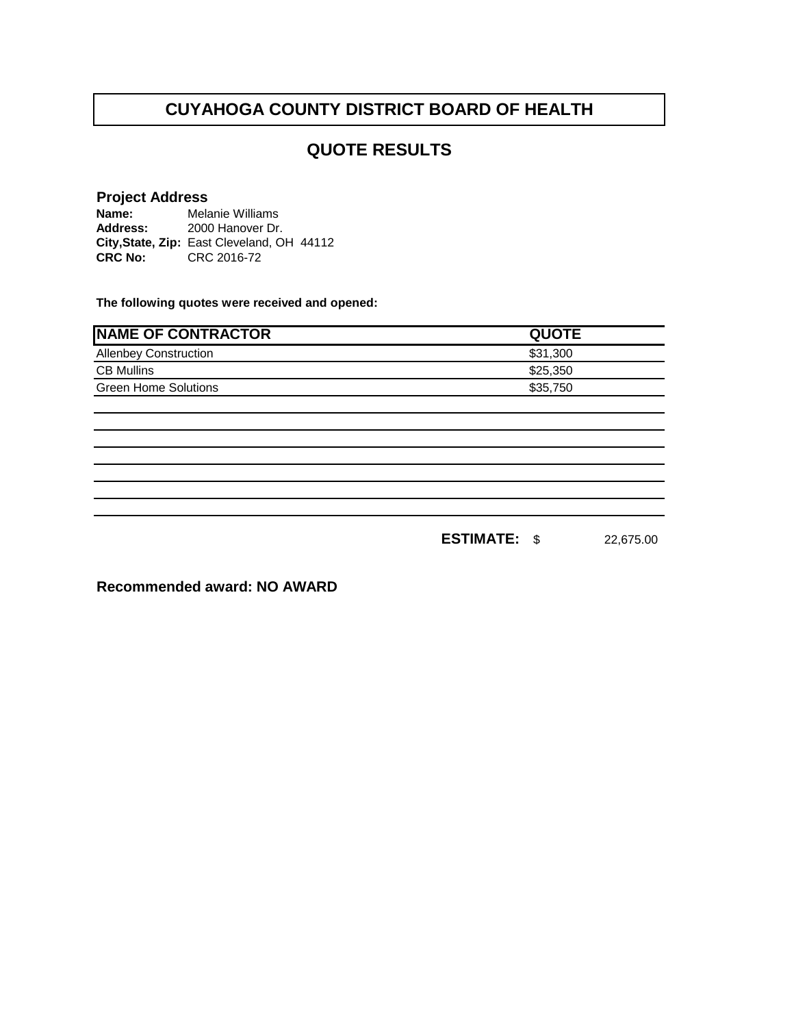# CUYAHOGA COUNTY DISTRICT BOARD OF HEALTH

## QUOTE RESULTS

**Project Address**

**Name:** Melanie Williams
**Address:** 2000 Hanover Dr.
**City,State, Zip:** East Cleveland, OH 44112
**CRC No:** CRC 2016-72

**The following quotes were received and opened:**

| NAME OF CONTRACTOR | QUOTE |
|---|---|
| Allenbey Construction | $31,300 |
| CB Mullins | $25,350 |
| Green Home Solutions | $35,750 |

**ESTIMATE:** $ 22,675.00

**Recommended award: NO AWARD**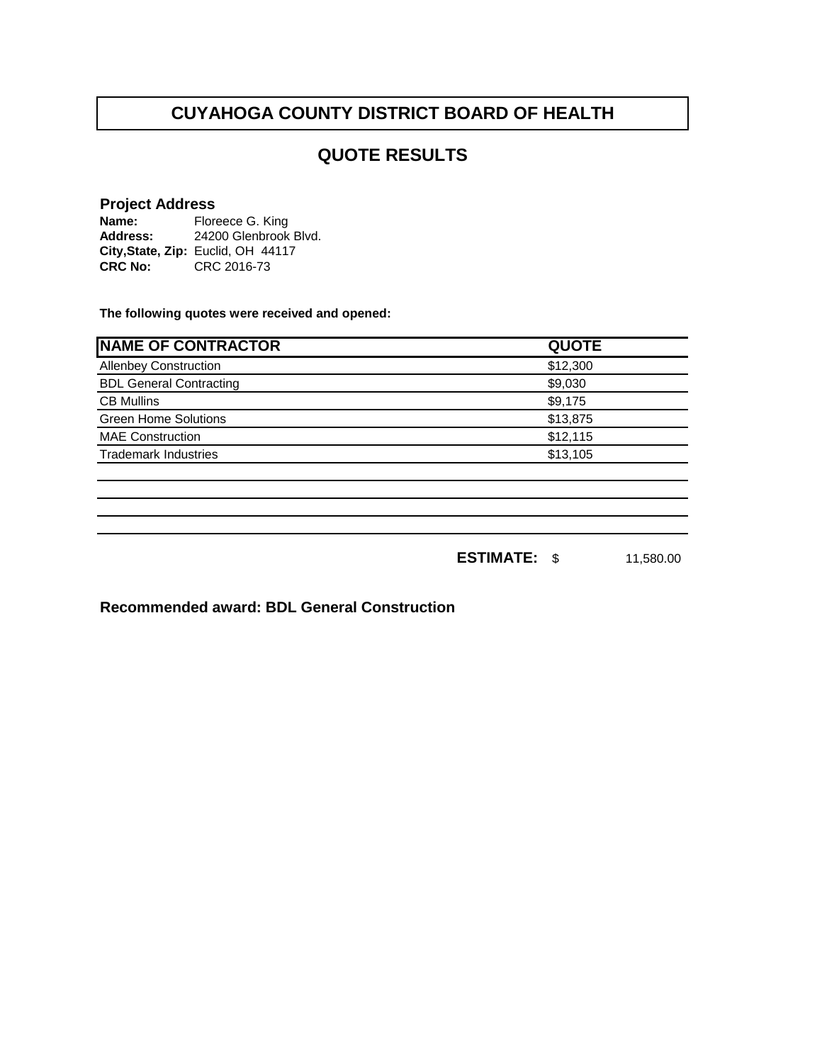# CUYAHOGA COUNTY DISTRICT BOARD OF HEALTH

## QUOTE RESULTS

**Project Address**

**Name:** Floreece G. King
**Address:** 24200 Glenbrook Blvd.
**City,State, Zip:** Euclid, OH 44117
**CRC No:** CRC 2016-73

**The following quotes were received and opened:**

| NAME OF CONTRACTOR | QUOTE |
|---|---|
| Allenbey Construction | $12,300 |
| BDL General Contracting | $9,030 |
| CB Mullins | $9,175 |
| Green Home Solutions | $13,875 |
| MAE Construction | $12,115 |
| Trademark Industries | $13,105 |

**ESTIMATE:** $ 11,580.00

**Recommended award: BDL General Construction**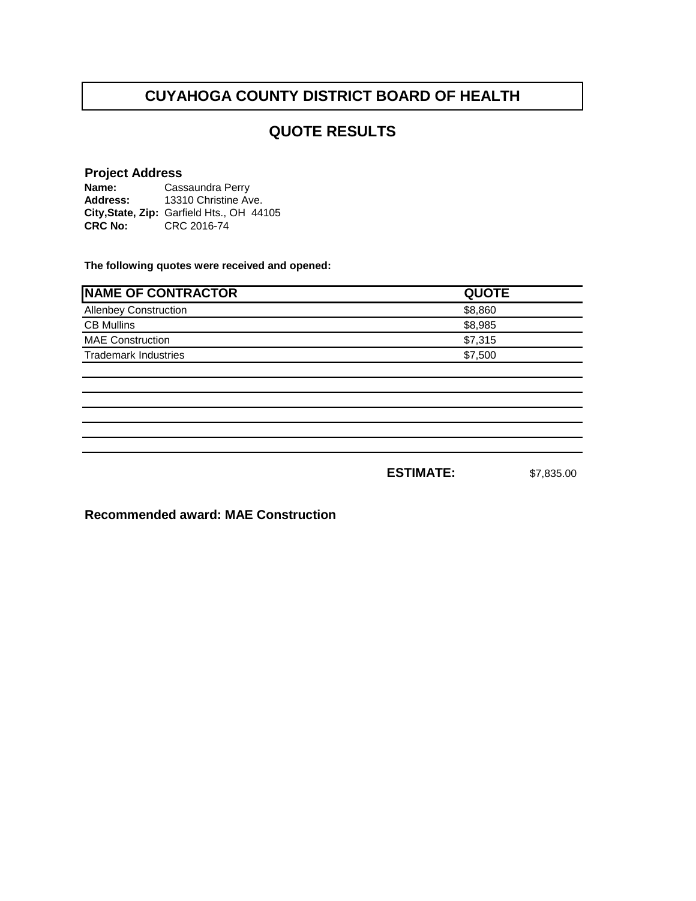# CUYAHOGA COUNTY DISTRICT BOARD OF HEALTH

## QUOTE RESULTS

### Project Address

**Name:** Cassaundra Perry
**Address:** 13310 Christine Ave.
**City,State, Zip:** Garfield Hts., OH 44105
**CRC No:** CRC 2016-74

**The following quotes were received and opened:**

| NAME OF CONTRACTOR | QUOTE |
|---|---|
| Allenbey Construction | $8,860 |
| CB Mullins | $8,985 |
| MAE Construction | $7,315 |
| Trademark Industries | $7,500 |

**ESTIMATE:** $7,835.00

**Recommended award: MAE Construction**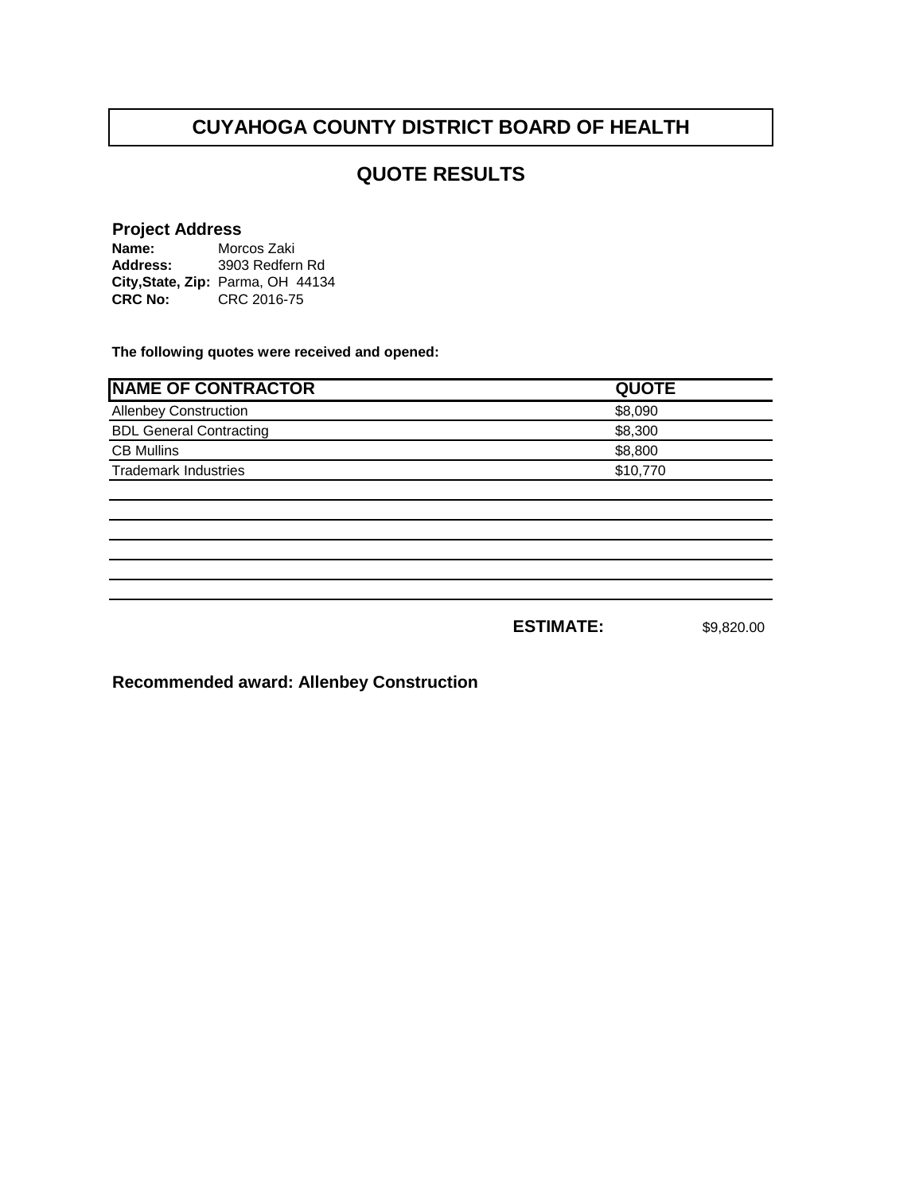# CUYAHOGA COUNTY DISTRICT BOARD OF HEALTH

## QUOTE RESULTS

**Project Address**

**Name:** Morcos Zaki
**Address:** 3903 Redfern Rd
**City,State, Zip:** Parma, OH 44134
**CRC No:** CRC 2016-75

**The following quotes were received and opened:**

| NAME OF CONTRACTOR | QUOTE |
|---|---|
| Allenbey Construction | $8,090 |
| BDL General Contracting | $8,300 |
| CB Mullins | $8,800 |
| Trademark Industries | $10,770 |

**ESTIMATE:** $9,820.00

**Recommended award: Allenbey Construction**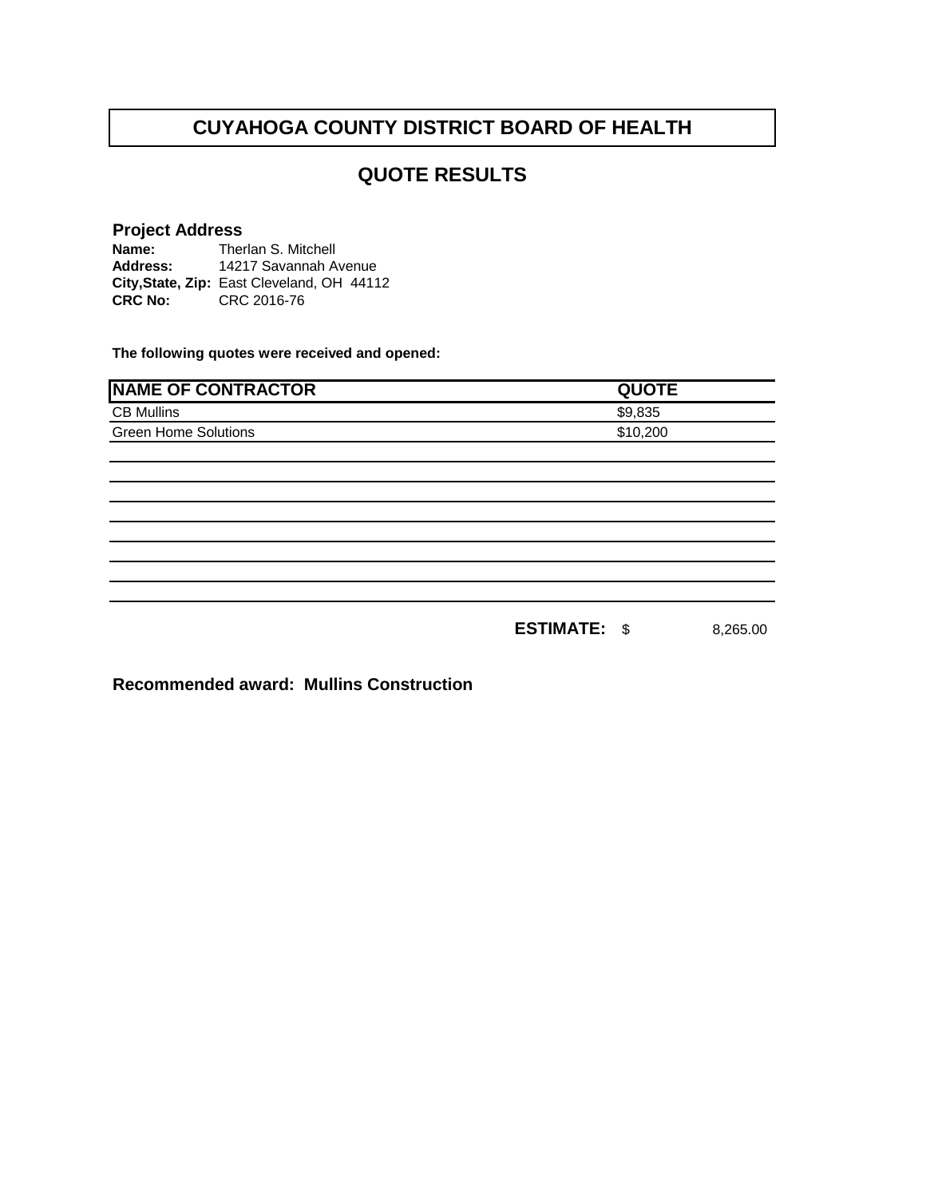# CUYAHOGA COUNTY DISTRICT BOARD OF HEALTH

## QUOTE RESULTS

**Project Address**

**Name:** Therlan S. Mitchell
**Address:** 14217 Savannah Avenue
**City,State, Zip:** East Cleveland, OH 44112
**CRC No:** CRC 2016-76

**The following quotes were received and opened:**

| NAME OF CONTRACTOR | QUOTE |
|---|---|
| CB Mullins | $9,835 |
| Green Home Solutions | $10,200 |

**ESTIMATE:** $ 8,265.00

**Recommended award: Mullins Construction**